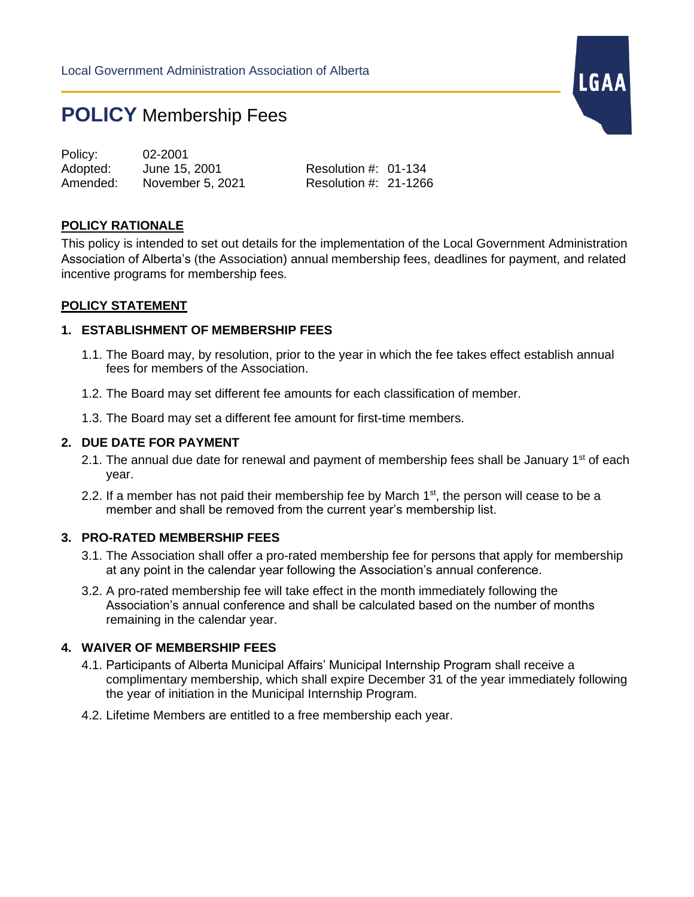Local Government Administration Association of Alberta

# **POLICY** Membership Fees

| | | | |
|---|---|---|---|
| Policy: | 02-2001 | | |
| Adopted: | June 15, 2001 | Resolution #: | 01-134 |
| Amended: | November 5, 2021 | Resolution #: | 21-1266 |

## POLICY RATIONALE

This policy is intended to set out details for the implementation of the Local Government Administration Association of Alberta's (the Association) annual membership fees, deadlines for payment, and related incentive programs for membership fees.

## POLICY STATEMENT

### 1. ESTABLISHMENT OF MEMBERSHIP FEES

1.1. The Board may, by resolution, prior to the year in which the fee takes effect establish annual fees for members of the Association.

1.2. The Board may set different fee amounts for each classification of member.

1.3. The Board may set a different fee amount for first-time members.

### 2. DUE DATE FOR PAYMENT

2.1. The annual due date for renewal and payment of membership fees shall be January 1st of each year.

2.2. If a member has not paid their membership fee by March 1st, the person will cease to be a member and shall be removed from the current year's membership list.

### 3. PRO-RATED MEMBERSHIP FEES

3.1. The Association shall offer a pro-rated membership fee for persons that apply for membership at any point in the calendar year following the Association's annual conference.

3.2. A pro-rated membership fee will take effect in the month immediately following the Association's annual conference and shall be calculated based on the number of months remaining in the calendar year.

### 4. WAIVER OF MEMBERSHIP FEES

4.1. Participants of Alberta Municipal Affairs' Municipal Internship Program shall receive a complimentary membership, which shall expire December 31 of the year immediately following the year of initiation in the Municipal Internship Program.

4.2. Lifetime Members are entitled to a free membership each year.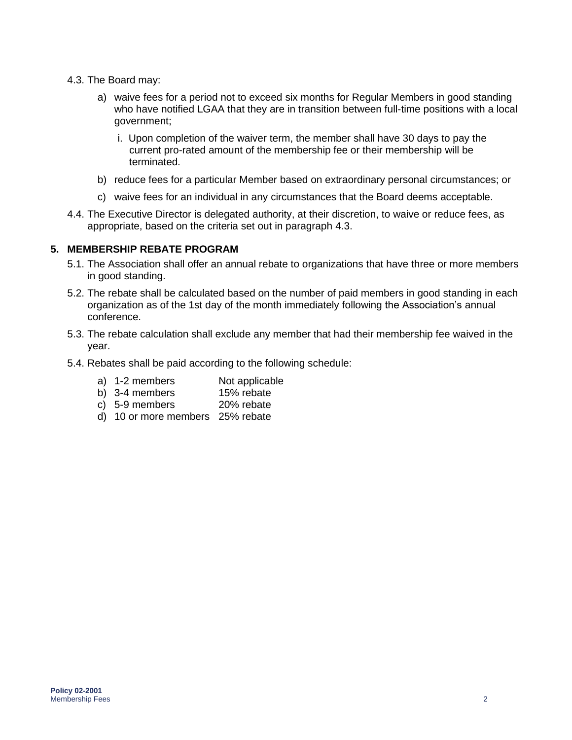4.3. The Board may:

a) waive fees for a period not to exceed six months for Regular Members in good standing who have notified LGAA that they are in transition between full-time positions with a local government;

   i. Upon completion of the waiver term, the member shall have 30 days to pay the current pro-rated amount of the membership fee or their membership will be terminated.

b) reduce fees for a particular Member based on extraordinary personal circumstances; or

c) waive fees for an individual in any circumstances that the Board deems acceptable.

4.4. The Executive Director is delegated authority, at their discretion, to waive or reduce fees, as appropriate, based on the criteria set out in paragraph 4.3.

## 5. MEMBERSHIP REBATE PROGRAM

5.1. The Association shall offer an annual rebate to organizations that have three or more members in good standing.

5.2. The rebate shall be calculated based on the number of paid members in good standing in each organization as of the 1st day of the month immediately following the Association's annual conference.

5.3. The rebate calculation shall exclude any member that had their membership fee waived in the year.

5.4. Rebates shall be paid according to the following schedule:

| | |
|---|---|
| a) 1-2 members | Not applicable |
| b) 3-4 members | 15% rebate |
| c) 5-9 members | 20% rebate |
| d) 10 or more members | 25% rebate |